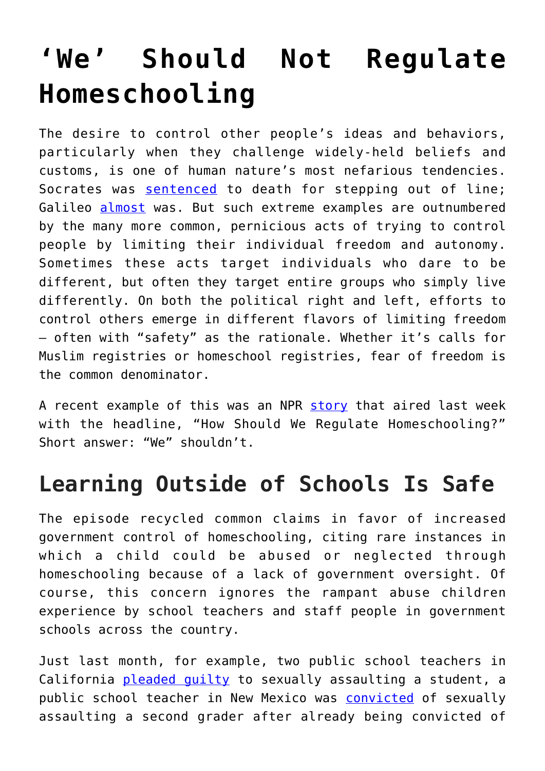# ‘We’ Should Not Regulate Homeschooling

The desire to control other people’s ideas and behaviors, particularly when they challenge widely-held beliefs and customs, is one of human nature’s most nefarious tendencies. Socrates was sentenced to death for stepping out of line; Galileo almost was. But such extreme examples are outnumbered by the many more common, pernicious acts of trying to control people by limiting their individual freedom and autonomy. Sometimes these acts target individuals who dare to be different, but often they target entire groups who simply live differently. On both the political right and left, efforts to control others emerge in different flavors of limiting freedom – often with “safety” as the rationale. Whether it’s calls for Muslim registries or homeschool registries, fear of freedom is the common denominator.

A recent example of this was an NPR story that aired last week with the headline, “How Should We Regulate Homeschooling?” Short answer: “We” shouldn’t.

## Learning Outside of Schools Is Safe

The episode recycled common claims in favor of increased government control of homeschooling, citing rare instances in which a child could be abused or neglected through homeschooling because of a lack of government oversight. Of course, this concern ignores the rampant abuse children experience by school teachers and staff people in government schools across the country.

Just last month, for example, two public school teachers in California pleaded guilty to sexually assaulting a student, a public school teacher in New Mexico was convicted of sexually assaulting a second grader after already being convicted of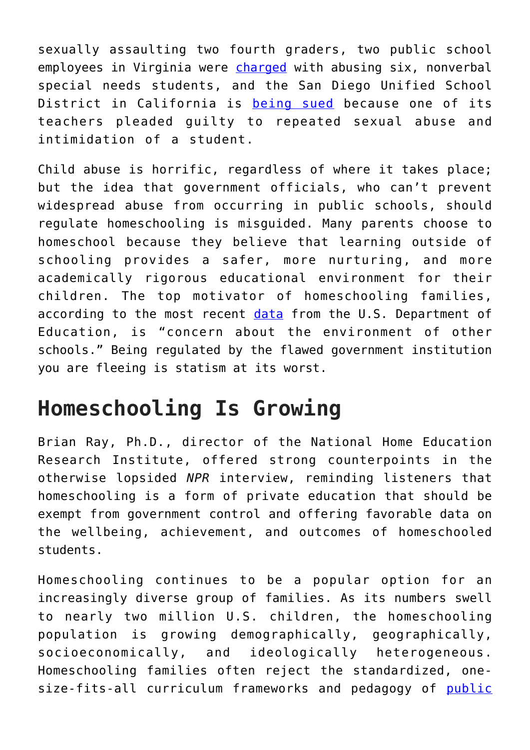sexually assaulting two fourth graders, two public school employees in Virginia were charged with abusing six, nonverbal special needs students, and the San Diego Unified School District in California is being sued because one of its teachers pleaded guilty to repeated sexual abuse and intimidation of a student.

Child abuse is horrific, regardless of where it takes place; but the idea that government officials, who can't prevent widespread abuse from occurring in public schools, should regulate homeschooling is misguided. Many parents choose to homeschool because they believe that learning outside of schooling provides a safer, more nurturing, and more academically rigorous educational environment for their children. The top motivator of homeschooling families, according to the most recent data from the U.S. Department of Education, is "concern about the environment of other schools." Being regulated by the flawed government institution you are fleeing is statism at its worst.

## Homeschooling Is Growing

Brian Ray, Ph.D., director of the National Home Education Research Institute, offered strong counterpoints in the otherwise lopsided *NPR* interview, reminding listeners that homeschooling is a form of private education that should be exempt from government control and offering favorable data on the wellbeing, achievement, and outcomes of homeschooled students.

Homeschooling continues to be a popular option for an increasingly diverse group of families. As its numbers swell to nearly two million U.S. children, the homeschooling population is growing demographically, geographically, socioeconomically, and ideologically heterogeneous. Homeschooling families often reject the standardized, one-size-fits-all curriculum frameworks and pedagogy of public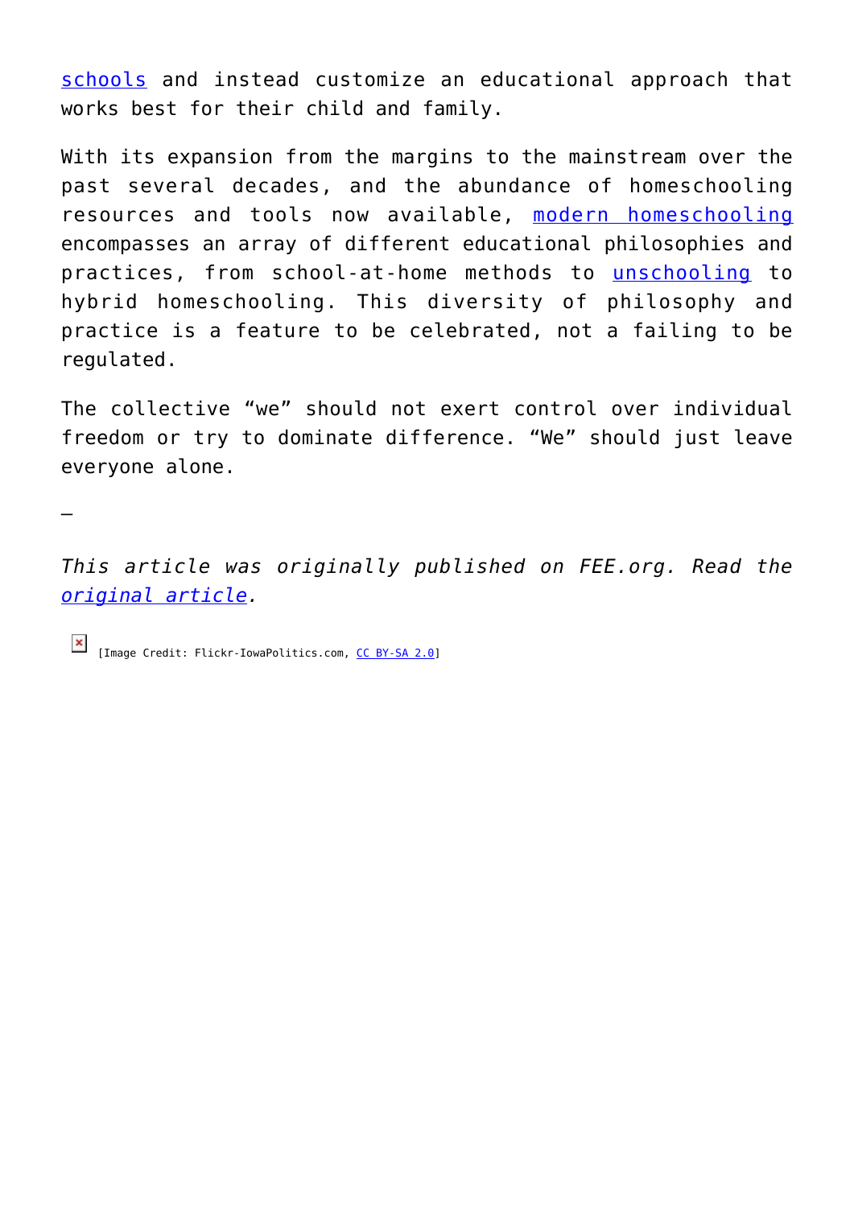schools and instead customize an educational approach that works best for their child and family.

With its expansion from the margins to the mainstream over the past several decades, and the abundance of homeschooling resources and tools now available, modern homeschooling encompasses an array of different educational philosophies and practices, from school-at-home methods to unschooling to hybrid homeschooling. This diversity of philosophy and practice is a feature to be celebrated, not a failing to be regulated.

The collective "we" should not exert control over individual freedom or try to dominate difference. "We" should just leave everyone alone.

—

*This article was originally published on FEE.org. Read the original article.*

[Image Credit: Flickr-IowaPolitics.com, CC BY-SA 2.0]